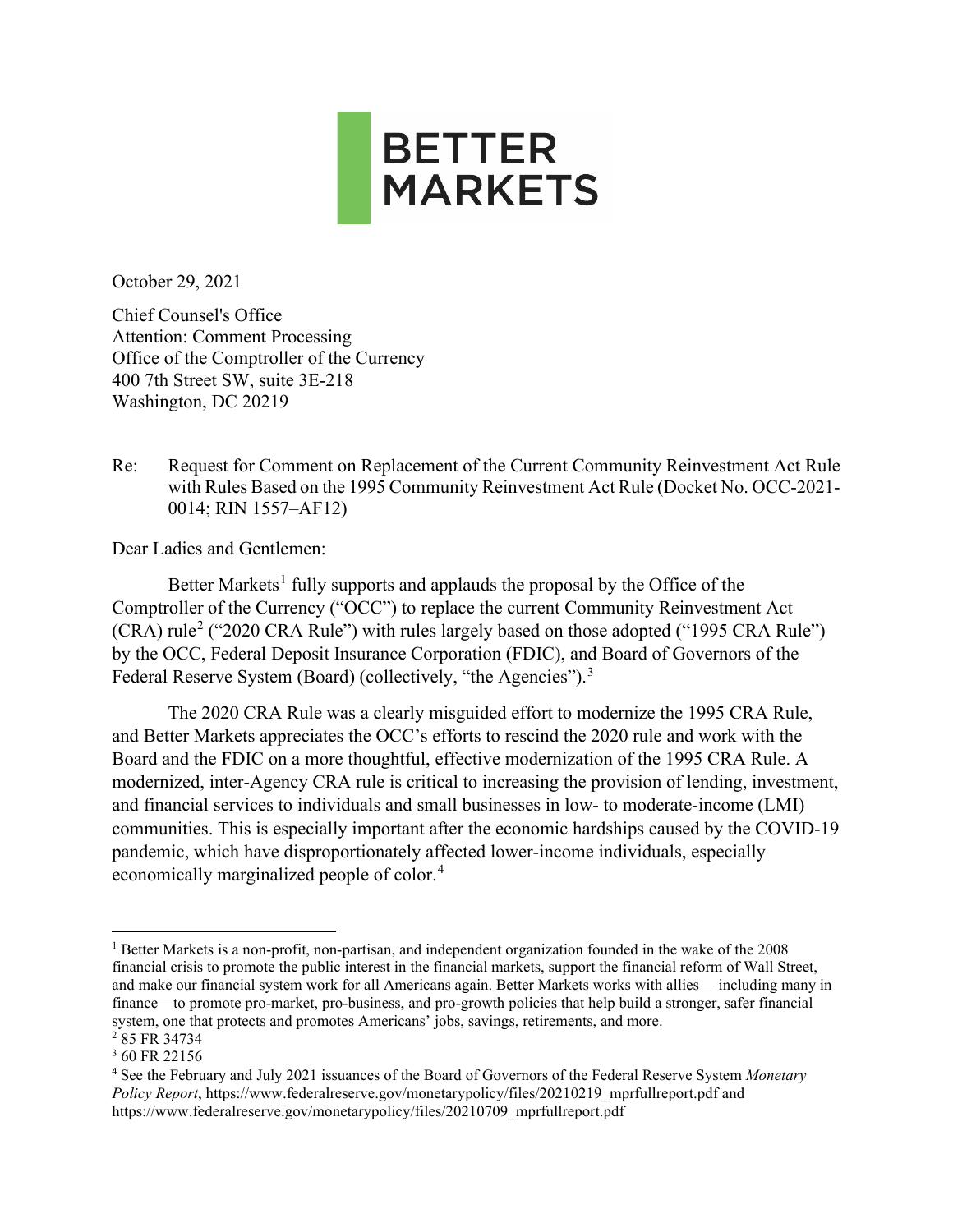BETTER MARKETS

October 29, 2021

Chief Counsel's Office
Attention: Comment Processing
Office of the Comptroller of the Currency
400 7th Street SW, suite 3E-218
Washington, DC 20219

Re: Request for Comment on Replacement of the Current Community Reinvestment Act Rule with Rules Based on the 1995 Community Reinvestment Act Rule (Docket No. OCC-2021-0014; RIN 1557–AF12)

Dear Ladies and Gentlemen:

Better Markets[1] fully supports and applauds the proposal by the Office of the Comptroller of the Currency ("OCC") to replace the current Community Reinvestment Act (CRA) rule[2] ("2020 CRA Rule") with rules largely based on those adopted ("1995 CRA Rule") by the OCC, Federal Deposit Insurance Corporation (FDIC), and Board of Governors of the Federal Reserve System (Board) (collectively, "the Agencies").[3]

The 2020 CRA Rule was a clearly misguided effort to modernize the 1995 CRA Rule, and Better Markets appreciates the OCC's efforts to rescind the 2020 rule and work with the Board and the FDIC on a more thoughtful, effective modernization of the 1995 CRA Rule. A modernized, inter-Agency CRA rule is critical to increasing the provision of lending, investment, and financial services to individuals and small businesses in low- to moderate-income (LMI) communities. This is especially important after the economic hardships caused by the COVID-19 pandemic, which have disproportionately affected lower-income individuals, especially economically marginalized people of color.[4]

---

[1] Better Markets is a non-profit, non-partisan, and independent organization founded in the wake of the 2008 financial crisis to promote the public interest in the financial markets, support the financial reform of Wall Street, and make our financial system work for all Americans again. Better Markets works with allies— including many in finance—to promote pro-market, pro-business, and pro-growth policies that help build a stronger, safer financial system, one that protects and promotes Americans' jobs, savings, retirements, and more.

[2] 85 FR 34734

[3] 60 FR 22156

[4] See the February and July 2021 issuances of the Board of Governors of the Federal Reserve System *Monetary Policy Report*, https://www.federalreserve.gov/monetarypolicy/files/20210219_mprfullreport.pdf and https://www.federalreserve.gov/monetarypolicy/files/20210709_mprfullreport.pdf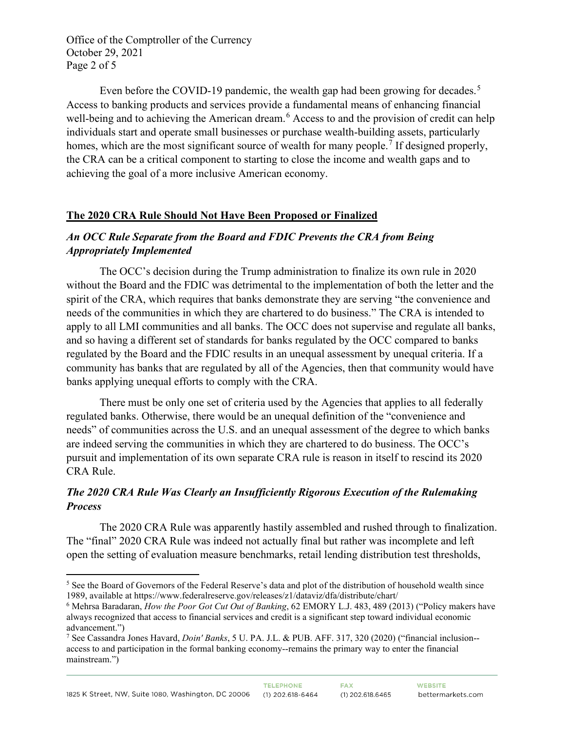Even before the COVID-19 pandemic, the wealth gap had been growing for decades.[5] Access to banking products and services provide a fundamental means of enhancing financial well-being and to achieving the American dream.[6] Access to and the provision of credit can help individuals start and operate small businesses or purchase wealth-building assets, particularly homes, which are the most significant source of wealth for many people.[7] If designed properly, the CRA can be a critical component to starting to close the income and wealth gaps and to achieving the goal of a more inclusive American economy.

## The 2020 CRA Rule Should Not Have Been Proposed or Finalized

### *An OCC Rule Separate from the Board and FDIC Prevents the CRA from Being Appropriately Implemented*

The OCC's decision during the Trump administration to finalize its own rule in 2020 without the Board and the FDIC was detrimental to the implementation of both the letter and the spirit of the CRA, which requires that banks demonstrate they are serving "the convenience and needs of the communities in which they are chartered to do business." The CRA is intended to apply to all LMI communities and all banks. The OCC does not supervise and regulate all banks, and so having a different set of standards for banks regulated by the OCC compared to banks regulated by the Board and the FDIC results in an unequal assessment by unequal criteria. If a community has banks that are regulated by all of the Agencies, then that community would have banks applying unequal efforts to comply with the CRA.

There must be only one set of criteria used by the Agencies that applies to all federally regulated banks. Otherwise, there would be an unequal definition of the "convenience and needs" of communities across the U.S. and an unequal assessment of the degree to which banks are indeed serving the communities in which they are chartered to do business. The OCC's pursuit and implementation of its own separate CRA rule is reason in itself to rescind its 2020 CRA Rule.

### *The 2020 CRA Rule Was Clearly an Insufficiently Rigorous Execution of the Rulemaking Process*

The 2020 CRA Rule was apparently hastily assembled and rushed through to finalization. The "final" 2020 CRA Rule was indeed not actually final but rather was incomplete and left open the setting of evaluation measure benchmarks, retail lending distribution test thresholds,

---

[5] See the Board of Governors of the Federal Reserve's data and plot of the distribution of household wealth since 1989, available at https://www.federalreserve.gov/releases/z1/dataviz/dfa/distribute/chart/

[6] Mehrsa Baradaran, *How the Poor Got Cut Out of Banking*, 62 EMORY L.J. 483, 489 (2013) ("Policy makers have always recognized that access to financial services and credit is a significant step toward individual economic advancement.")

[7] See Cassandra Jones Havard, *Doin' Banks*, 5 U. PA. J.L. & PUB. AFF. 317, 320 (2020) ("financial inclusion--access to and participation in the formal banking economy--remains the primary way to enter the financial mainstream.")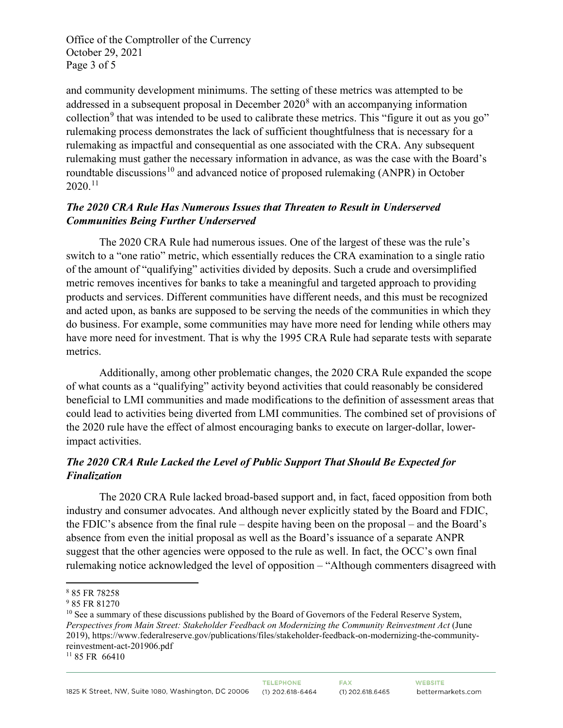and community development minimums. The setting of these metrics was attempted to be addressed in a subsequent proposal in December 2020[8] with an accompanying information collection[9] that was intended to be used to calibrate these metrics. This "figure it out as you go" rulemaking process demonstrates the lack of sufficient thoughtfulness that is necessary for a rulemaking as impactful and consequential as one associated with the CRA. Any subsequent rulemaking must gather the necessary information in advance, as was the case with the Board's roundtable discussions[10] and advanced notice of proposed rulemaking (ANPR) in October 2020.[11]

### *The 2020 CRA Rule Has Numerous Issues that Threaten to Result in Underserved Communities Being Further Underserved*

The 2020 CRA Rule had numerous issues. One of the largest of these was the rule's switch to a "one ratio" metric, which essentially reduces the CRA examination to a single ratio of the amount of "qualifying" activities divided by deposits. Such a crude and oversimplified metric removes incentives for banks to take a meaningful and targeted approach to providing products and services. Different communities have different needs, and this must be recognized and acted upon, as banks are supposed to be serving the needs of the communities in which they do business. For example, some communities may have more need for lending while others may have more need for investment. That is why the 1995 CRA Rule had separate tests with separate metrics.

Additionally, among other problematic changes, the 2020 CRA Rule expanded the scope of what counts as a "qualifying" activity beyond activities that could reasonably be considered beneficial to LMI communities and made modifications to the definition of assessment areas that could lead to activities being diverted from LMI communities. The combined set of provisions of the 2020 rule have the effect of almost encouraging banks to execute on larger-dollar, lower-impact activities.

### *The 2020 CRA Rule Lacked the Level of Public Support That Should Be Expected for Finalization*

The 2020 CRA Rule lacked broad-based support and, in fact, faced opposition from both industry and consumer advocates. And although never explicitly stated by the Board and FDIC, the FDIC's absence from the final rule – despite having been on the proposal – and the Board's absence from even the initial proposal as well as the Board's issuance of a separate ANPR suggest that the other agencies were opposed to the rule as well. In fact, the OCC's own final rulemaking notice acknowledged the level of opposition – "Although commenters disagreed with

---

[8] 85 FR 78258

[9] 85 FR 81270

[10] See a summary of these discussions published by the Board of Governors of the Federal Reserve System, *Perspectives from Main Street: Stakeholder Feedback on Modernizing the Community Reinvestment Act* (June 2019), https://www.federalreserve.gov/publications/files/stakeholder-feedback-on-modernizing-the-community-reinvestment-act-201906.pdf

[11] 85 FR 66410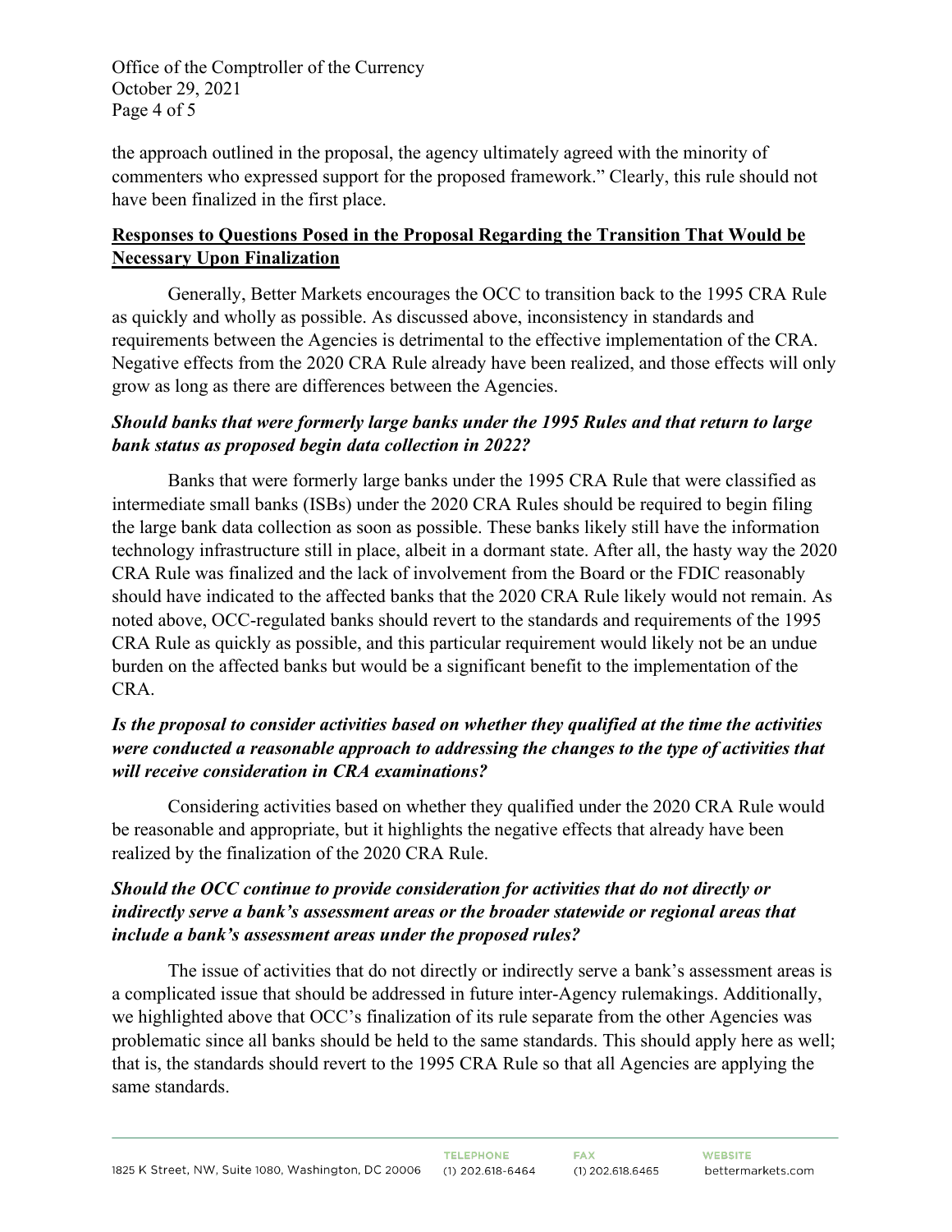the approach outlined in the proposal, the agency ultimately agreed with the minority of commenters who expressed support for the proposed framework." Clearly, this rule should not have been finalized in the first place.

## Responses to Questions Posed in the Proposal Regarding the Transition That Would be Necessary Upon Finalization

Generally, Better Markets encourages the OCC to transition back to the 1995 CRA Rule as quickly and wholly as possible. As discussed above, inconsistency in standards and requirements between the Agencies is detrimental to the effective implementation of the CRA. Negative effects from the 2020 CRA Rule already have been realized, and those effects will only grow as long as there are differences between the Agencies.

### *Should banks that were formerly large banks under the 1995 Rules and that return to large bank status as proposed begin data collection in 2022?*

Banks that were formerly large banks under the 1995 CRA Rule that were classified as intermediate small banks (ISBs) under the 2020 CRA Rules should be required to begin filing the large bank data collection as soon as possible. These banks likely still have the information technology infrastructure still in place, albeit in a dormant state. After all, the hasty way the 2020 CRA Rule was finalized and the lack of involvement from the Board or the FDIC reasonably should have indicated to the affected banks that the 2020 CRA Rule likely would not remain. As noted above, OCC-regulated banks should revert to the standards and requirements of the 1995 CRA Rule as quickly as possible, and this particular requirement would likely not be an undue burden on the affected banks but would be a significant benefit to the implementation of the CRA.

### *Is the proposal to consider activities based on whether they qualified at the time the activities were conducted a reasonable approach to addressing the changes to the type of activities that will receive consideration in CRA examinations?*

Considering activities based on whether they qualified under the 2020 CRA Rule would be reasonable and appropriate, but it highlights the negative effects that already have been realized by the finalization of the 2020 CRA Rule.

### *Should the OCC continue to provide consideration for activities that do not directly or indirectly serve a bank's assessment areas or the broader statewide or regional areas that include a bank's assessment areas under the proposed rules?*

The issue of activities that do not directly or indirectly serve a bank's assessment areas is a complicated issue that should be addressed in future inter-Agency rulemakings. Additionally, we highlighted above that OCC's finalization of its rule separate from the other Agencies was problematic since all banks should be held to the same standards. This should apply here as well; that is, the standards should revert to the 1995 CRA Rule so that all Agencies are applying the same standards.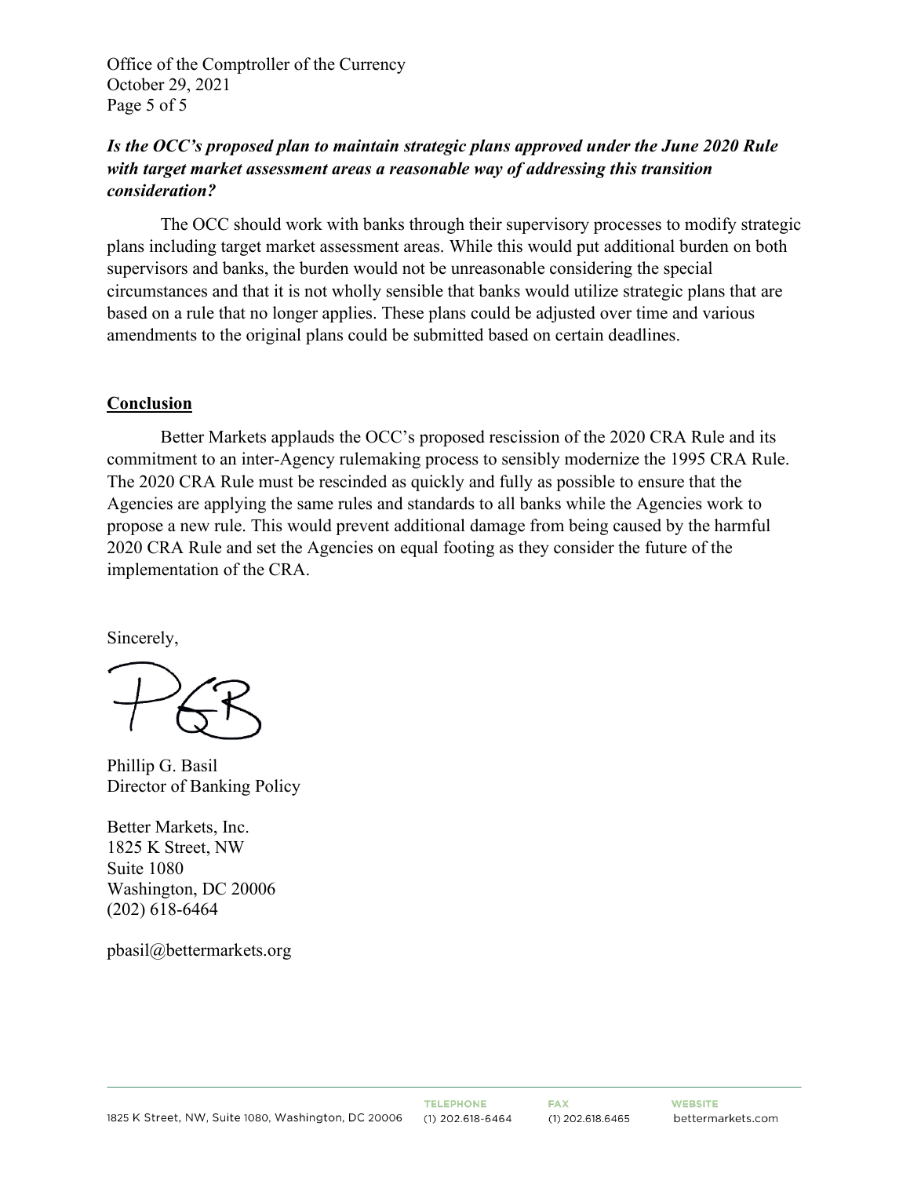***Is the OCC's proposed plan to maintain strategic plans approved under the June 2020 Rule with target market assessment areas a reasonable way of addressing this transition consideration?***

The OCC should work with banks through their supervisory processes to modify strategic plans including target market assessment areas. While this would put additional burden on both supervisors and banks, the burden would not be unreasonable considering the special circumstances and that it is not wholly sensible that banks would utilize strategic plans that are based on a rule that no longer applies. These plans could be adjusted over time and various amendments to the original plans could be submitted based on certain deadlines.

## Conclusion

Better Markets applauds the OCC's proposed rescission of the 2020 CRA Rule and its commitment to an inter-Agency rulemaking process to sensibly modernize the 1995 CRA Rule. The 2020 CRA Rule must be rescinded as quickly and fully as possible to ensure that the Agencies are applying the same rules and standards to all banks while the Agencies work to propose a new rule. This would prevent additional damage from being caused by the harmful 2020 CRA Rule and set the Agencies on equal footing as they consider the future of the implementation of the CRA.

Sincerely,

Phillip G. Basil
Director of Banking Policy

Better Markets, Inc.
1825 K Street, NW
Suite 1080
Washington, DC 20006
(202) 618-6464

pbasil@bettermarkets.org